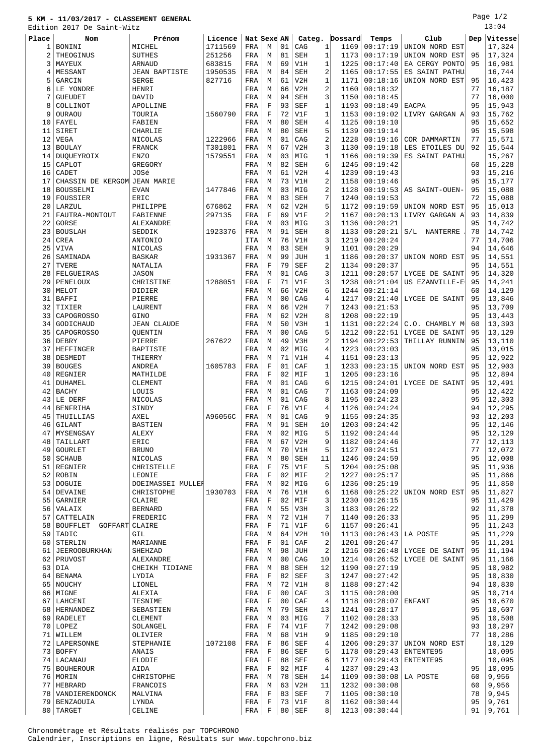# 5 KM - 11/03/2017 - CLASSEMENT GENERAL

Edition 2017 De Saint-Witz

13:04

| Place | Nom | Prénom | Licence | Nat | Sexe | AN | Categ. | | Dossard | Temps | Club | Dep | Vitesse |
|---|---|---|---|---|---|---|---|---|---|---|---|---|---|
| 1 | BONINI | MICHEL | 1711569 | FRA | M | 01 | CAG | 1 | 1169 | 00:17:19 | UNION NORD EST | | 17,324 |
| 2 | THEOGINUS | SUTHES | 251256 | FRA | M | 81 | SEH | 1 | 1173 | 00:17:19 | UNION NORD EST | 95 | 17,324 |
| 3 | MAYEUX | ARNAUD | 683815 | FRA | M | 69 | V1H | 1 | 1225 | 00:17:40 | EA CERGY PONTO | 95 | 16,981 |
| 4 | MESSANT | JEAN BAPTISTE | 1950535 | FRA | M | 84 | SEH | 2 | 1165 | 00:17:55 | ES SAINT PATHU | | 16,744 |
| 5 | GARCIN | SERGE | 827716 | FRA | M | 61 | V2H | 1 | 1171 | 00:18:16 | UNION NORD EST | 95 | 16,423 |
| 6 | LE YONDRE | HENRI | | FRA | M | 66 | V2H | 2 | 1160 | 00:18:32 | | 77 | 16,187 |
| 7 | GUEUDET | DAVID | | FRA | M | 94 | SEH | 3 | 1150 | 00:18:45 | | 77 | 16,000 |
| 8 | COLLINOT | APOLLINE | | FRA | F | 93 | SEF | 1 | 1193 | 00:18:49 | EACPA | 95 | 15,943 |
| 9 | OURAOU | TOURIA | 1560790 | FRA | F | 72 | V1F | 1 | 1153 | 00:19:02 | LIVRY GARGAN A | 93 | 15,762 |
| 10 | FAYEL | FABIEN | | FRA | M | 80 | SEH | 4 | 1125 | 00:19:10 | | 95 | 15,652 |
| 11 | SIRET | CHARLIE | | FRA | M | 80 | SEH | 5 | 1139 | 00:19:14 | | 95 | 15,598 |
| 12 | VEGA | NICOLAS | 1222966 | FRA | M | 01 | CAG | 2 | 1228 | 00:19:16 | COR DAMMARTIN | 77 | 15,571 |
| 13 | BOULAY | FRANCK | T301801 | FRA | M | 67 | V2H | 3 | 1130 | 00:19:18 | LES ETOILES DU | 92 | 15,544 |
| 14 | DUQUEYROIX | ENZO | 1579551 | FRA | M | 03 | MIG | 1 | 1166 | 00:19:39 | ES SAINT PATHU | | 15,267 |
| 15 | CAPLOT | GREGORY | | FRA | M | 82 | SEH | 6 | 1245 | 00:19:42 | | 60 | 15,228 |
| 16 | CADET | JOSé | | FRA | M | 61 | V2H | 4 | 1239 | 00:19:43 | | 93 | 15,216 |
| 17 | CHASSIN DE KERGOM | JEAN MARIE | | FRA | M | 73 | V1H | 2 | 1158 | 00:19:46 | | 95 | 15,177 |
| 18 | BOUSSELMI | EVAN | 1477846 | FRA | M | 03 | MIG | 2 | 1128 | 00:19:53 | AS SAINT-OUEN- | 95 | 15,088 |
| 19 | FOUSSIER | ERIC | | FRA | M | 83 | SEH | 7 | 1240 | 00:19:53 | | 72 | 15,088 |
| 20 | LARZUL | PHILIPPE | 676862 | FRA | M | 62 | V2H | 5 | 1172 | 00:19:59 | UNION NORD EST | 95 | 15,013 |
| 21 | FAUTRA-MONTOUT | FABIENNE | 297135 | FRA | F | 69 | V1F | 2 | 1167 | 00:20:13 | LIVRY GARGAN A | 93 | 14,839 |
| 22 | GORSE | ALEXANDRE | | FRA | M | 03 | MIG | 3 | 1136 | 00:20:21 | | 95 | 14,742 |
| 23 | BOUSLAH | SEDDIK | 1923376 | FRA | M | 91 | SEH | 8 | 1133 | 00:20:21 | S/L NANTERRE | 78 | 14,742 |
| 24 | CREA | ANTONIO | | ITA | M | 76 | V1H | 3 | 1219 | 00:20:24 | | 77 | 14,706 |
| 25 | VIVA | NICOLAS | | FRA | M | 83 | SEH | 9 | 1101 | 00:20:29 | | 94 | 14,646 |
| 26 | SAMINADA | BASKAR | 1931367 | FRA | M | 99 | JUH | 1 | 1186 | 00:20:37 | UNION NORD EST | 95 | 14,551 |
| 27 | TVERE | NATALIA | | FRA | F | 79 | SEF | 2 | 1134 | 00:20:37 | | 95 | 14,551 |
| 28 | FELGUEIRAS | JASON | | FRA | M | 01 | CAG | 3 | 1211 | 00:20:57 | LYCEE DE SAINT | 95 | 14,320 |
| 29 | PENELOUX | CHRISTINE | 1288051 | FRA | F | 71 | V1F | 3 | 1238 | 00:21:04 | US EZANVILLE-E | 95 | 14,241 |
| 30 | MELOT | DIDIER | | FRA | M | 66 | V2H | 6 | 1244 | 00:21:14 | | 60 | 14,129 |
| 31 | BAFFI | PIERRE | | FRA | M | 00 | CAG | 4 | 1217 | 00:21:40 | LYCEE DE SAINT | 95 | 13,846 |
| 32 | TIXIER | LAURENT | | FRA | M | 66 | V2H | 7 | 1243 | 00:21:53 | | 95 | 13,709 |
| 33 | CAPOGROSSO | GINO | | FRA | M | 62 | V2H | 8 | 1208 | 00:22:19 | | 95 | 13,443 |
| 34 | GODICHAUD | JEAN CLAUDE | | FRA | M | 50 | V3H | 1 | 1131 | 00:22:24 | C.O. CHAMBLY M | 60 | 13,393 |
| 35 | CAPOGROSSO | QUENTIN | | FRA | M | 00 | CAG | 5 | 1212 | 00:22:51 | LYCEE DE SAINT | 95 | 13,129 |
| 36 | DEBRY | PIERRE | 267622 | FRA | M | 49 | V3H | 2 | 1194 | 00:22:53 | THILLAY RUNNIN | 95 | 13,110 |
| 37 | HEFFINGER | BAPTISTE | | FRA | M | 02 | MIG | 4 | 1223 | 00:23:03 | | 95 | 13,015 |
| 38 | DESMEDT | THIERRY | | FRA | M | 71 | V1H | 4 | 1151 | 00:23:13 | | 95 | 12,922 |
| 39 | BOUGES | ANDREA | 1605783 | FRA | F | 01 | CAF | 1 | 1233 | 00:23:15 | UNION NORD EST | 95 | 12,903 |
| 40 | REGNIER | MATHILDE | | FRA | F | 02 | MIF | 1 | 1205 | 00:23:16 | | 95 | 12,894 |
| 41 | DUHAMEL | CLEMENT | | FRA | M | 01 | CAG | 6 | 1215 | 00:24:01 | LYCEE DE SAINT | 95 | 12,491 |
| 42 | BACHY | LOUIS | | FRA | M | 01 | CAG | 7 | 1163 | 00:24:09 | | 95 | 12,422 |
| 43 | LE DERF | NICOLAS | | FRA | M | 01 | CAG | 8 | 1195 | 00:24:23 | | 95 | 12,303 |
| 44 | BENFRIHA | SINDY | | FRA | F | 76 | V1F | 4 | 1126 | 00:24:24 | | 94 | 12,295 |
| 45 | THUILLIAS | AXEL | A96056C | FRA | M | 01 | CAG | 9 | 1155 | 00:24:35 | | 93 | 12,203 |
| 46 | GILANT | BASTIEN | | FRA | M | 91 | SEH | 10 | 1203 | 00:24:42 | | 95 | 12,146 |
| 47 | MYSENGSAY | ALEXY | | FRA | M | 02 | MIG | 5 | 1192 | 00:24:44 | | 95 | 12,129 |
| 48 | TAILLART | ERIC | | FRA | M | 67 | V2H | 9 | 1182 | 00:24:46 | | 77 | 12,113 |
| 49 | GOURLET | BRUNO | | FRA | M | 70 | V1H | 5 | 1127 | 00:24:51 | | 77 | 12,072 |
| 50 | SCHAUB | NICOLAS | | FRA | M | 80 | SEH | 11 | 1246 | 00:24:59 | | 95 | 12,008 |
| 51 | REGNIER | CHRISTELLE | | FRA | F | 75 | V1F | 5 | 1204 | 00:25:08 | | 95 | 11,936 |
| 52 | ROBIN | LEONIE | | FRA | F | 02 | MIF | 2 | 1227 | 00:25:17 | | 95 | 11,866 |
| 53 | DOGUIE | DOEIMASSEI MULLER | | FRA | M | 02 | MIG | 6 | 1236 | 00:25:19 | | 95 | 11,850 |
| 54 | DEVAINE | CHRISTOPHE | 1930703 | FRA | M | 76 | V1H | 6 | 1168 | 00:25:22 | UNION NORD EST | 95 | 11,827 |
| 55 | GARNIER | CLAIRE | | FRA | F | 02 | MIF | 3 | 1230 | 00:26:15 | | 95 | 11,429 |
| 56 | VALAIX | BERNARD | | FRA | M | 55 | V3H | 3 | 1183 | 00:26:22 | | 92 | 11,378 |
| 57 | CATTELAIN | FREDERIC | | FRA | M | 72 | V1H | 7 | 1140 | 00:26:33 | | 95 | 11,299 |
| 58 | BOUFFLET GOFFART | CLAIRE | | FRA | F | 71 | V1F | 6 | 1157 | 00:26:41 | | 95 | 11,243 |
| 59 | TADIC | GIL | | FRA | M | 64 | V2H | 10 | 1113 | 00:26:43 | LA POSTE | 95 | 11,229 |
| 60 | STERLIN | MARIANNE | | FRA | F | 01 | CAF | 2 | 1201 | 00:26:47 | | 95 | 11,201 |
| 61 | JEEROOBURKHAN | SHEHZAD | | FRA | M | 98 | JUH | 2 | 1216 | 00:26:48 | LYCEE DE SAINT | 95 | 11,194 |
| 62 | PRUVOST | ALEXANDRE | | FRA | M | 00 | CAG | 10 | 1214 | 00:26:52 | LYCEE DE SAINT | 95 | 11,166 |
| 63 | DIA | CHEIKH TIDIANE | | FRA | M | 88 | SEH | 12 | 1190 | 00:27:19 | | 95 | 10,982 |
| 64 | BENAMA | LYDIA | | FRA | F | 82 | SEF | 3 | 1247 | 00:27:42 | | 95 | 10,830 |
| 65 | NOUCHY | LIONEL | | FRA | M | 72 | V1H | 8 | 1188 | 00:27:42 | | 94 | 10,830 |
| 66 | MIGNE | ALEXIA | | FRA | F | 00 | CAF | 3 | 1115 | 00:28:00 | | 95 | 10,714 |
| 67 | LAHCENI | TESNIME | | FRA | F | 00 | CAF | 4 | 1118 | 00:28:07 | ENFANT | 95 | 10,670 |
| 68 | HERNANDEZ | SEBASTIEN | | FRA | M | 79 | SEH | 13 | 1241 | 00:28:17 | | 95 | 10,607 |
| 69 | RADELET | CLEMENT | | FRA | M | 03 | MIG | 7 | 1102 | 00:28:33 | | 95 | 10,508 |
| 70 | LOPEZ | SOLANGEL | | FRA | F | 74 | V1F | 7 | 1242 | 00:29:08 | | 93 | 10,297 |
| 71 | WILLEM | OLIVIER | | FRA | M | 68 | V1H | 9 | 1185 | 00:29:10 | | 77 | 10,286 |
| 72 | LAPERSONNE | STEPHANIE | 1072108 | FRA | F | 86 | SEF | 4 | 1206 | 00:29:37 | UNION NORD EST | | 10,129 |
| 73 | BOFFY | ANAIS | | FRA | F | 86 | SEF | 5 | 1178 | 00:29:43 | ENTENTE95 | | 10,095 |
| 74 | LACANAU | ELODIE | | FRA | F | 88 | SEF | 6 | 1177 | 00:29:43 | ENTENTE95 | | 10,095 |
| 75 | BOUHEROUR | AIDA | | FRA | F | 02 | MIF | 4 | 1237 | 00:29:43 | | 95 | 10,095 |
| 76 | MORIN | CHRISTOPHE | | FRA | M | 78 | SEH | 14 | 1109 | 00:30:08 | LA POSTE | 60 | 9,956 |
| 77 | HEBRARD | FRANCOIS | | FRA | M | 63 | V2H | 11 | 1232 | 00:30:08 | | 60 | 9,956 |
| 78 | VANDIERENDONCK | MALVINA | | FRA | F | 83 | SEF | 7 | 1105 | 00:30:10 | | 78 | 9,945 |
| 79 | BENZAOUIA | LYNDA | | FRA | F | 73 | V1F | 8 | 1162 | 00:30:44 | | 95 | 9,761 |
| 80 | TARGET | CELINE | | FRA | F | 80 | SEF | 8 | 1213 | 00:30:44 | | 91 | 9,761 |

Chronométrage et Résultats réalisés par TOPCHRONO
Calendrier, Inscriptions en ligne, Résultats sur www.topchrono.biz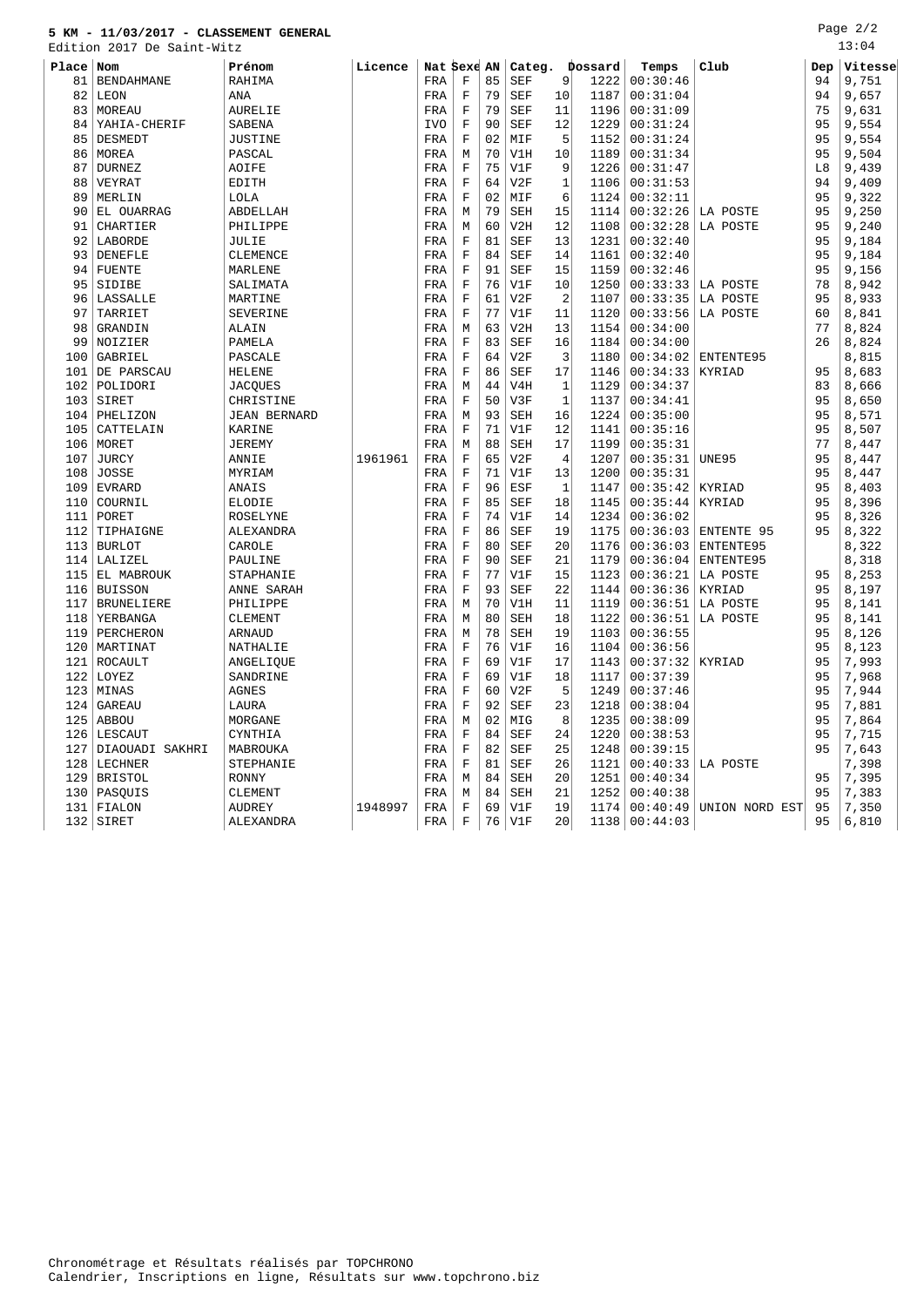**5 KM - 11/03/2017 - CLASSEMENT GENERAL**

Edition 2017 De Saint-Witz

13:04

| Place | Nom | Prénom | Licence | Nat | Sexe | AN | Categ. | | Dossard | Temps | Club | Dep | Vitesse |
|---|---|---|---|---|---|---|---|---|---|---|---|---|---|
| 81 | BENDAHMANE | RAHIMA | | FRA | F | 85 | SEF | 9 | 1222 | 00:30:46 | | 94 | 9,751 |
| 82 | LEON | ANA | | FRA | F | 79 | SEF | 10 | 1187 | 00:31:04 | | 94 | 9,657 |
| 83 | MOREAU | AURELIE | | FRA | F | 79 | SEF | 11 | 1196 | 00:31:09 | | 75 | 9,631 |
| 84 | YAHIA-CHERIF | SABENA | | IVO | F | 90 | SEF | 12 | 1229 | 00:31:24 | | 95 | 9,554 |
| 85 | DESMEDT | JUSTINE | | FRA | F | 02 | MIF | 5 | 1152 | 00:31:24 | | 95 | 9,554 |
| 86 | MOREA | PASCAL | | FRA | M | 70 | V1H | 10 | 1189 | 00:31:34 | | 95 | 9,504 |
| 87 | DURNEZ | AOIFE | | FRA | F | 75 | V1F | 9 | 1226 | 00:31:47 | | L8 | 9,439 |
| 88 | VEYRAT | EDITH | | FRA | F | 64 | V2F | 1 | 1106 | 00:31:53 | | 94 | 9,409 |
| 89 | MERLIN | LOLA | | FRA | F | 02 | MIF | 6 | 1124 | 00:32:11 | | 95 | 9,322 |
| 90 | EL OUARRAG | ABDELLAH | | FRA | M | 79 | SEH | 15 | 1114 | 00:32:26 | LA POSTE | 95 | 9,250 |
| 91 | CHARTIER | PHILIPPE | | FRA | M | 60 | V2H | 12 | 1108 | 00:32:28 | LA POSTE | 95 | 9,240 |
| 92 | LABORDE | JULIE | | FRA | F | 81 | SEF | 13 | 1231 | 00:32:40 | | 95 | 9,184 |
| 93 | DENEFLE | CLEMENCE | | FRA | F | 84 | SEF | 14 | 1161 | 00:32:40 | | 95 | 9,184 |
| 94 | FUENTE | MARLENE | | FRA | F | 91 | SEF | 15 | 1159 | 00:32:46 | | 95 | 9,156 |
| 95 | SIDIBE | SALIMATA | | FRA | F | 76 | V1F | 10 | 1250 | 00:33:33 | LA POSTE | 78 | 8,942 |
| 96 | LASSALLE | MARTINE | | FRA | F | 61 | V2F | 2 | 1107 | 00:33:35 | LA POSTE | 95 | 8,933 |
| 97 | TARRIET | SEVERINE | | FRA | F | 77 | V1F | 11 | 1120 | 00:33:56 | LA POSTE | 60 | 8,841 |
| 98 | GRANDIN | ALAIN | | FRA | M | 63 | V2H | 13 | 1154 | 00:34:00 | | 77 | 8,824 |
| 99 | NOIZIER | PAMELA | | FRA | F | 83 | SEF | 16 | 1184 | 00:34:00 | | 26 | 8,824 |
| 100 | GABRIEL | PASCALE | | FRA | F | 64 | V2F | 3 | 1180 | 00:34:02 | ENTENTE95 | | 8,815 |
| 101 | DE PARSCAU | HELENE | | FRA | F | 86 | SEF | 17 | 1146 | 00:34:33 | KYRIAD | 95 | 8,683 |
| 102 | POLIDORI | JACQUES | | FRA | M | 44 | V4H | 1 | 1129 | 00:34:37 | | 83 | 8,666 |
| 103 | SIRET | CHRISTINE | | FRA | F | 50 | V3F | 1 | 1137 | 00:34:41 | | 95 | 8,650 |
| 104 | PHELIZON | JEAN BERNARD | | FRA | M | 93 | SEH | 16 | 1224 | 00:35:00 | | 95 | 8,571 |
| 105 | CATTELAIN | KARINE | | FRA | F | 71 | V1F | 12 | 1141 | 00:35:16 | | 95 | 8,507 |
| 106 | MORET | JEREMY | | FRA | M | 88 | SEH | 17 | 1199 | 00:35:31 | | 77 | 8,447 |
| 107 | JURCY | ANNIE | 1961961 | FRA | F | 65 | V2F | 4 | 1207 | 00:35:31 | UNE95 | 95 | 8,447 |
| 108 | JOSSE | MYRIAM | | FRA | F | 71 | V1F | 13 | 1200 | 00:35:31 | | 95 | 8,447 |
| 109 | EVRARD | ANAIS | | FRA | F | 96 | ESF | 1 | 1147 | 00:35:42 | KYRIAD | 95 | 8,403 |
| 110 | COURNIL | ELODIE | | FRA | F | 85 | SEF | 18 | 1145 | 00:35:44 | KYRIAD | 95 | 8,396 |
| 111 | PORET | ROSELYNE | | FRA | F | 74 | V1F | 14 | 1234 | 00:36:02 | | 95 | 8,326 |
| 112 | TIPHAIGNE | ALEXANDRA | | FRA | F | 86 | SEF | 19 | 1175 | 00:36:03 | ENTENTE 95 | 95 | 8,322 |
| 113 | BURLOT | CAROLE | | FRA | F | 80 | SEF | 20 | 1176 | 00:36:03 | ENTENTE95 | | 8,322 |
| 114 | LALIZEL | PAULINE | | FRA | F | 90 | SEF | 21 | 1179 | 00:36:04 | ENTENTE95 | | 8,318 |
| 115 | EL MABROUK | STAPHANIE | | FRA | F | 77 | V1F | 15 | 1123 | 00:36:21 | LA POSTE | 95 | 8,253 |
| 116 | BUISSON | ANNE SARAH | | FRA | F | 93 | SEF | 22 | 1144 | 00:36:36 | KYRIAD | 95 | 8,197 |
| 117 | BRUNELIERE | PHILIPPE | | FRA | M | 70 | V1H | 11 | 1119 | 00:36:51 | LA POSTE | 95 | 8,141 |
| 118 | YERBANGA | CLEMENT | | FRA | M | 80 | SEH | 18 | 1122 | 00:36:51 | LA POSTE | 95 | 8,141 |
| 119 | PERCHERON | ARNAUD | | FRA | M | 78 | SEH | 19 | 1103 | 00:36:55 | | 95 | 8,126 |
| 120 | MARTINAT | NATHALIE | | FRA | F | 76 | V1F | 16 | 1104 | 00:36:56 | | 95 | 8,123 |
| 121 | ROCAULT | ANGELIQUE | | FRA | F | 69 | V1F | 17 | 1143 | 00:37:32 | KYRIAD | 95 | 7,993 |
| 122 | LOYEZ | SANDRINE | | FRA | F | 69 | V1F | 18 | 1117 | 00:37:39 | | 95 | 7,968 |
| 123 | MINAS | AGNES | | FRA | F | 60 | V2F | 5 | 1249 | 00:37:46 | | 95 | 7,944 |
| 124 | GAREAU | LAURA | | FRA | F | 92 | SEF | 23 | 1218 | 00:38:04 | | 95 | 7,881 |
| 125 | ABBOU | MORGANE | | FRA | M | 02 | MIG | 8 | 1235 | 00:38:09 | | 95 | 7,864 |
| 126 | LESCAUT | CYNTHIA | | FRA | F | 84 | SEF | 24 | 1220 | 00:38:53 | | 95 | 7,715 |
| 127 | DIAOUADI SAKHRI | MABROUKA | | FRA | F | 82 | SEF | 25 | 1248 | 00:39:15 | | 95 | 7,643 |
| 128 | LECHNER | STEPHANIE | | FRA | F | 81 | SEF | 26 | 1121 | 00:40:33 | LA POSTE | | 7,398 |
| 129 | BRISTOL | RONNY | | FRA | M | 84 | SEH | 20 | 1251 | 00:40:34 | | 95 | 7,395 |
| 130 | PASQUIS | CLEMENT | | FRA | M | 84 | SEH | 21 | 1252 | 00:40:38 | | 95 | 7,383 |
| 131 | FIALON | AUDREY | 1948997 | FRA | F | 69 | V1F | 19 | 1174 | 00:40:49 | UNION NORD EST | 95 | 7,350 |
| 132 | SIRET | ALEXANDRA | | FRA | F | 76 | V1F | 20 | 1138 | 00:44:03 | | 95 | 6,810 |

Chronométrage et Résultats réalisés par TOPCHRONO
Calendrier, Inscriptions en ligne, Résultats sur www.topchrono.biz